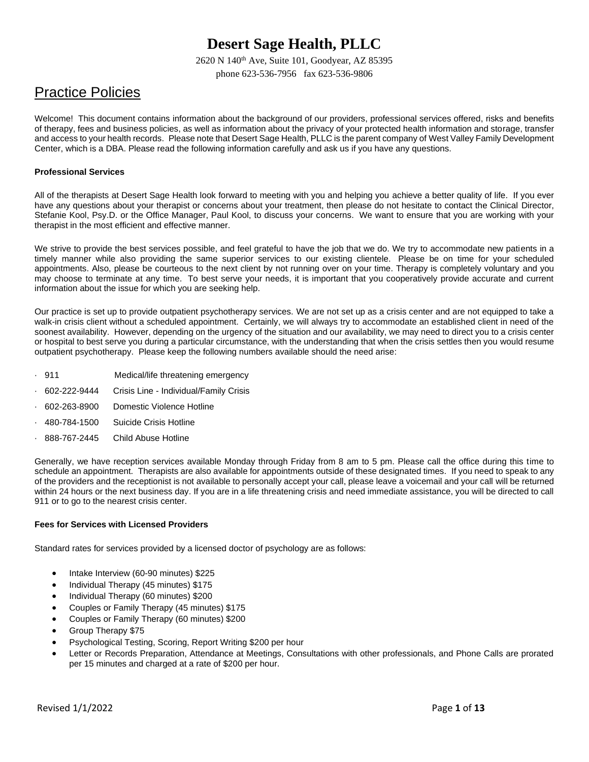# Desert Sage Health, PLLC

2620 N 140th Ave, Suite 101, Goodyear, AZ 85395
phone 623-536-7956 fax 623-536-9806

## Practice Policies

Welcome! This document contains information about the background of our providers, professional services offered, risks and benefits of therapy, fees and business policies, as well as information about the privacy of your protected health information and storage, transfer and access to your health records. Please note that Desert Sage Health, PLLC is the parent company of West Valley Family Development Center, which is a DBA. Please read the following information carefully and ask us if you have any questions.

**Professional Services**

All of the therapists at Desert Sage Health look forward to meeting with you and helping you achieve a better quality of life. If you ever have any questions about your therapist or concerns about your treatment, then please do not hesitate to contact the Clinical Director, Stefanie Kool, Psy.D. or the Office Manager, Paul Kool, to discuss your concerns. We want to ensure that you are working with your therapist in the most efficient and effective manner.

We strive to provide the best services possible, and feel grateful to have the job that we do. We try to accommodate new patients in a timely manner while also providing the same superior services to our existing clientele. Please be on time for your scheduled appointments. Also, please be courteous to the next client by not running over on your time. Therapy is completely voluntary and you may choose to terminate at any time. To best serve your needs, it is important that you cooperatively provide accurate and current information about the issue for which you are seeking help.

Our practice is set up to provide outpatient psychotherapy services. We are not set up as a crisis center and are not equipped to take a walk-in crisis client without a scheduled appointment. Certainly, we will always try to accommodate an established client in need of the soonest availability. However, depending on the urgency of the situation and our availability, we may need to direct you to a crisis center or hospital to best serve you during a particular circumstance, with the understanding that when the crisis settles then you would resume outpatient psychotherapy. Please keep the following numbers available should the need arise:

- 911 Medical/life threatening emergency
- 602-222-9444 Crisis Line - Individual/Family Crisis
- 602-263-8900 Domestic Violence Hotline
- 480-784-1500 Suicide Crisis Hotline
- 888-767-2445 Child Abuse Hotline

Generally, we have reception services available Monday through Friday from 8 am to 5 pm. Please call the office during this time to schedule an appointment. Therapists are also available for appointments outside of these designated times. If you need to speak to any of the providers and the receptionist is not available to personally accept your call, please leave a voicemail and your call will be returned within 24 hours or the next business day. If you are in a life threatening crisis and need immediate assistance, you will be directed to call 911 or to go to the nearest crisis center.

**Fees for Services with Licensed Providers**

Standard rates for services provided by a licensed doctor of psychology are as follows:

- Intake Interview (60-90 minutes) $225
- Individual Therapy (45 minutes) $175
- Individual Therapy (60 minutes) $200
- Couples or Family Therapy (45 minutes) $175
- Couples or Family Therapy (60 minutes) $200
- Group Therapy $75
- Psychological Testing, Scoring, Report Writing $200 per hour
- Letter or Records Preparation, Attendance at Meetings, Consultations with other professionals, and Phone Calls are prorated per 15 minutes and charged at a rate of $200 per hour.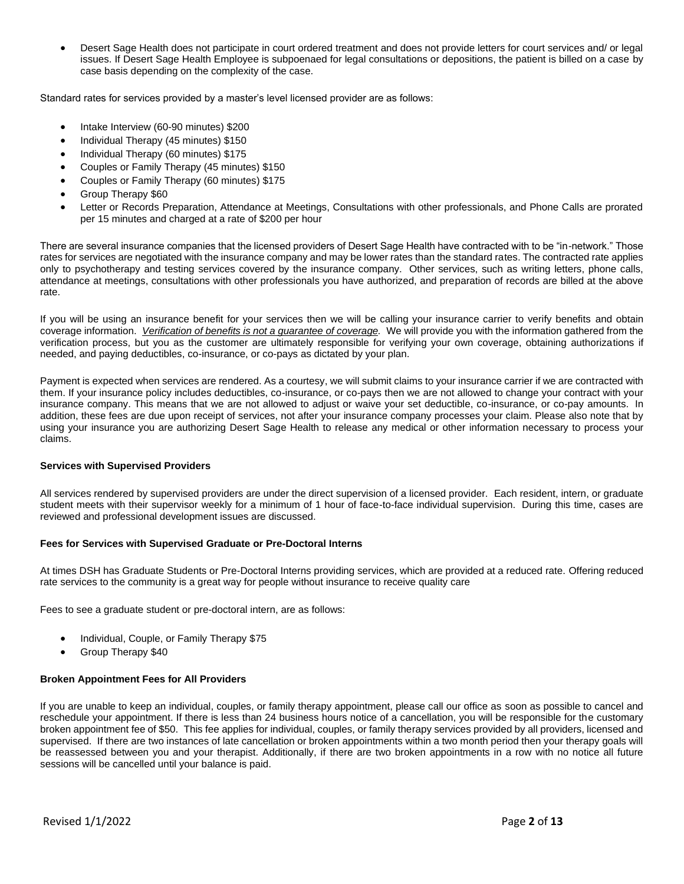- Desert Sage Health does not participate in court ordered treatment and does not provide letters for court services and/ or legal issues. If Desert Sage Health Employee is subpoenaed for legal consultations or depositions, the patient is billed on a case by case basis depending on the complexity of the case.

Standard rates for services provided by a master's level licensed provider are as follows:

- Intake Interview (60-90 minutes) $200
- Individual Therapy (45 minutes) $150
- Individual Therapy (60 minutes) $175
- Couples or Family Therapy (45 minutes) $150
- Couples or Family Therapy (60 minutes) $175
- Group Therapy $60
- Letter or Records Preparation, Attendance at Meetings, Consultations with other professionals, and Phone Calls are prorated per 15 minutes and charged at a rate of $200 per hour

There are several insurance companies that the licensed providers of Desert Sage Health have contracted with to be "in-network." Those rates for services are negotiated with the insurance company and may be lower rates than the standard rates. The contracted rate applies only to psychotherapy and testing services covered by the insurance company. Other services, such as writing letters, phone calls, attendance at meetings, consultations with other professionals you have authorized, and preparation of records are billed at the above rate.

If you will be using an insurance benefit for your services then we will be calling your insurance carrier to verify benefits and obtain coverage information. ***Verification of benefits is not a guarantee of coverage.*** We will provide you with the information gathered from the verification process, but you as the customer are ultimately responsible for verifying your own coverage, obtaining authorizations if needed, and paying deductibles, co-insurance, or co-pays as dictated by your plan.

Payment is expected when services are rendered. As a courtesy, we will submit claims to your insurance carrier if we are contracted with them. If your insurance policy includes deductibles, co-insurance, or co-pays then we are not allowed to change your contract with your insurance company. This means that we are not allowed to adjust or waive your set deductible, co-insurance, or co-pay amounts. In addition, these fees are due upon receipt of services, not after your insurance company processes your claim. Please also note that by using your insurance you are authorizing Desert Sage Health to release any medical or other information necessary to process your claims.

**Services with Supervised Providers**

All services rendered by supervised providers are under the direct supervision of a licensed provider. Each resident, intern, or graduate student meets with their supervisor weekly for a minimum of 1 hour of face-to-face individual supervision. During this time, cases are reviewed and professional development issues are discussed.

**Fees for Services with Supervised Graduate or Pre-Doctoral Interns**

At times DSH has Graduate Students or Pre-Doctoral Interns providing services, which are provided at a reduced rate. Offering reduced rate services to the community is a great way for people without insurance to receive quality care

Fees to see a graduate student or pre-doctoral intern, are as follows:

- Individual, Couple, or Family Therapy $75
- Group Therapy $40

**Broken Appointment Fees for All Providers**

If you are unable to keep an individual, couples, or family therapy appointment, please call our office as soon as possible to cancel and reschedule your appointment. If there is less than 24 business hours notice of a cancellation, you will be responsible for the customary broken appointment fee of $50. This fee applies for individual, couples, or family therapy services provided by all providers, licensed and supervised. If there are two instances of late cancellation or broken appointments within a two month period then your therapy goals will be reassessed between you and your therapist. Additionally, if there are two broken appointments in a row with no notice all future sessions will be cancelled until your balance is paid.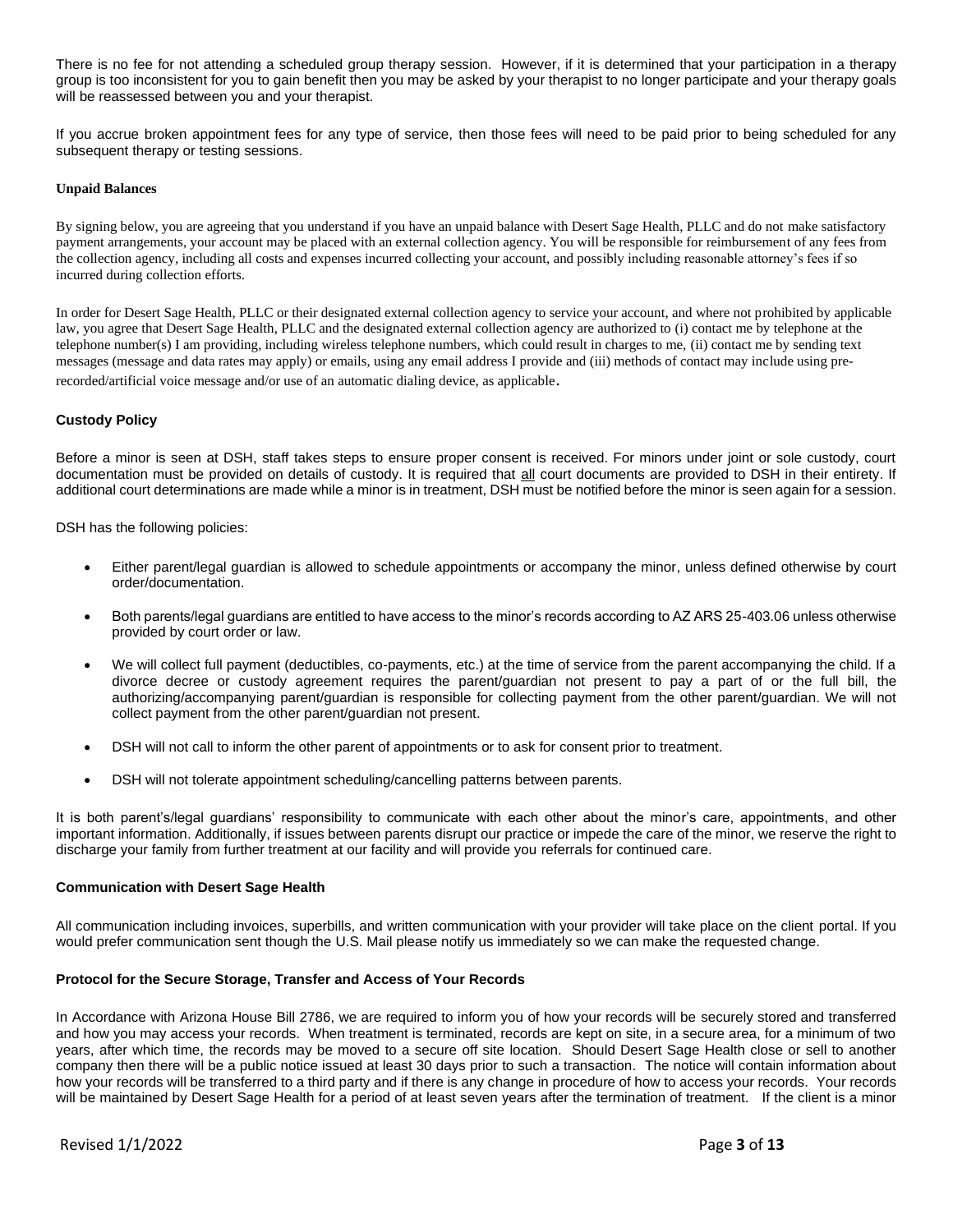There is no fee for not attending a scheduled group therapy session. However, if it is determined that your participation in a therapy group is too inconsistent for you to gain benefit then you may be asked by your therapist to no longer participate and your therapy goals will be reassessed between you and your therapist.

If you accrue broken appointment fees for any type of service, then those fees will need to be paid prior to being scheduled for any subsequent therapy or testing sessions.

**Unpaid Balances**

By signing below, you are agreeing that you understand if you have an unpaid balance with Desert Sage Health, PLLC and do not make satisfactory payment arrangements, your account may be placed with an external collection agency. You will be responsible for reimbursement of any fees from the collection agency, including all costs and expenses incurred collecting your account, and possibly including reasonable attorney's fees if so incurred during collection efforts.

In order for Desert Sage Health, PLLC or their designated external collection agency to service your account, and where not prohibited by applicable law, you agree that Desert Sage Health, PLLC and the designated external collection agency are authorized to (i) contact me by telephone at the telephone number(s) I am providing, including wireless telephone numbers, which could result in charges to me, (ii) contact me by sending text messages (message and data rates may apply) or emails, using any email address I provide and (iii) methods of contact may include using pre-recorded/artificial voice message and/or use of an automatic dialing device, as applicable.

**Custody Policy**

Before a minor is seen at DSH, staff takes steps to ensure proper consent is received. For minors under joint or sole custody, court documentation must be provided on details of custody. It is required that all court documents are provided to DSH in their entirety. If additional court determinations are made while a minor is in treatment, DSH must be notified before the minor is seen again for a session.

DSH has the following policies:

- Either parent/legal guardian is allowed to schedule appointments or accompany the minor, unless defined otherwise by court order/documentation.
- Both parents/legal guardians are entitled to have access to the minor's records according to AZ ARS 25-403.06 unless otherwise provided by court order or law.
- We will collect full payment (deductibles, co-payments, etc.) at the time of service from the parent accompanying the child. If a divorce decree or custody agreement requires the parent/guardian not present to pay a part of or the full bill, the authorizing/accompanying parent/guardian is responsible for collecting payment from the other parent/guardian. We will not collect payment from the other parent/guardian not present.
- DSH will not call to inform the other parent of appointments or to ask for consent prior to treatment.
- DSH will not tolerate appointment scheduling/cancelling patterns between parents.

It is both parent's/legal guardians' responsibility to communicate with each other about the minor's care, appointments, and other important information. Additionally, if issues between parents disrupt our practice or impede the care of the minor, we reserve the right to discharge your family from further treatment at our facility and will provide you referrals for continued care.

**Communication with Desert Sage Health**

All communication including invoices, superbills, and written communication with your provider will take place on the client portal. If you would prefer communication sent though the U.S. Mail please notify us immediately so we can make the requested change.

**Protocol for the Secure Storage, Transfer and Access of Your Records**

In Accordance with Arizona House Bill 2786, we are required to inform you of how your records will be securely stored and transferred and how you may access your records. When treatment is terminated, records are kept on site, in a secure area, for a minimum of two years, after which time, the records may be moved to a secure off site location. Should Desert Sage Health close or sell to another company then there will be a public notice issued at least 30 days prior to such a transaction. The notice will contain information about how your records will be transferred to a third party and if there is any change in procedure of how to access your records. Your records will be maintained by Desert Sage Health for a period of at least seven years after the termination of treatment. If the client is a minor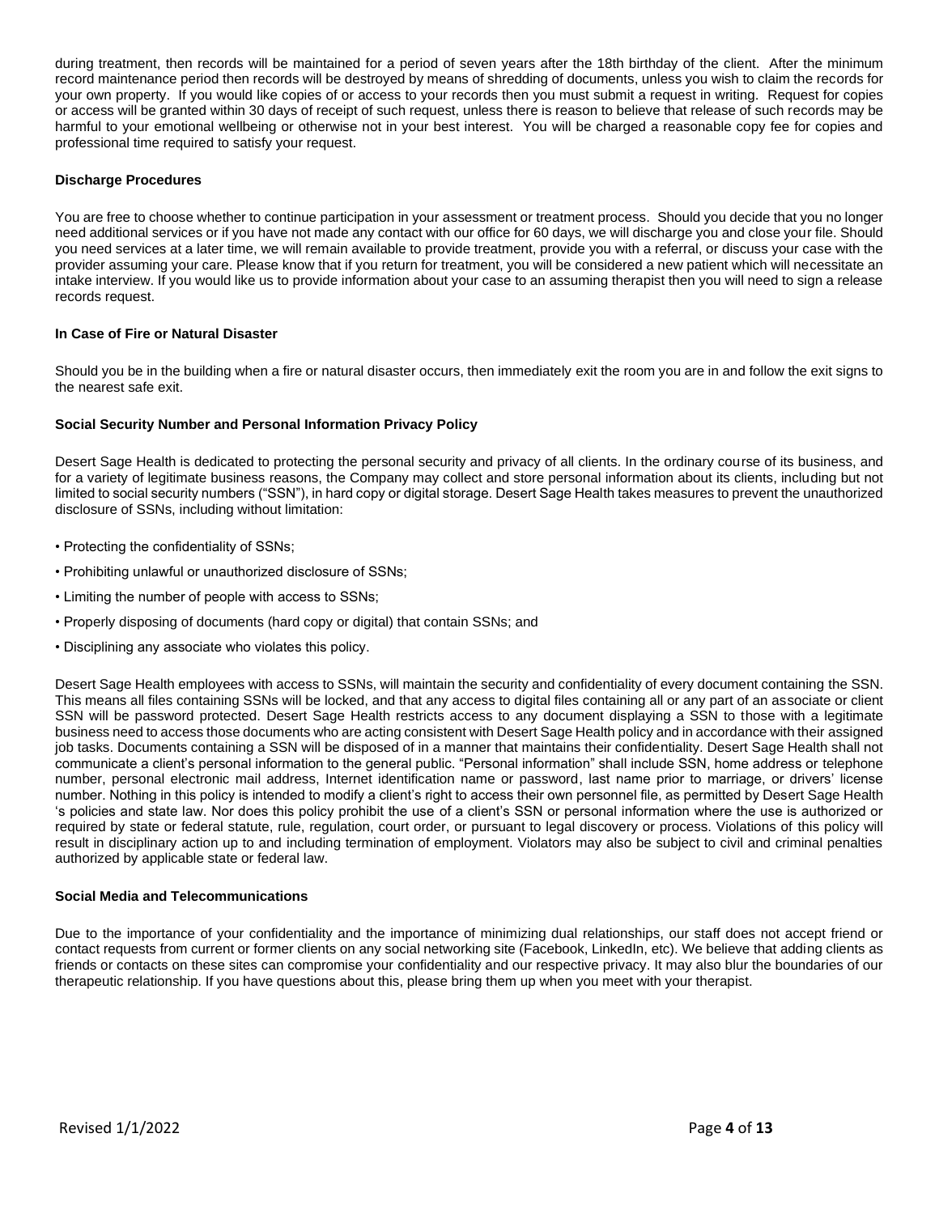during treatment, then records will be maintained for a period of seven years after the 18th birthday of the client. After the minimum record maintenance period then records will be destroyed by means of shredding of documents, unless you wish to claim the records for your own property. If you would like copies of or access to your records then you must submit a request in writing. Request for copies or access will be granted within 30 days of receipt of such request, unless there is reason to believe that release of such records may be harmful to your emotional wellbeing or otherwise not in your best interest. You will be charged a reasonable copy fee for copies and professional time required to satisfy your request.

**Discharge Procedures**

You are free to choose whether to continue participation in your assessment or treatment process. Should you decide that you no longer need additional services or if you have not made any contact with our office for 60 days, we will discharge you and close your file. Should you need services at a later time, we will remain available to provide treatment, provide you with a referral, or discuss your case with the provider assuming your care. Please know that if you return for treatment, you will be considered a new patient which will necessitate an intake interview. If you would like us to provide information about your case to an assuming therapist then you will need to sign a release records request.

**In Case of Fire or Natural Disaster**

Should you be in the building when a fire or natural disaster occurs, then immediately exit the room you are in and follow the exit signs to the nearest safe exit.

**Social Security Number and Personal Information Privacy Policy**

Desert Sage Health is dedicated to protecting the personal security and privacy of all clients. In the ordinary course of its business, and for a variety of legitimate business reasons, the Company may collect and store personal information about its clients, including but not limited to social security numbers ("SSN"), in hard copy or digital storage. Desert Sage Health takes measures to prevent the unauthorized disclosure of SSNs, including without limitation:

- Protecting the confidentiality of SSNs;
- Prohibiting unlawful or unauthorized disclosure of SSNs;
- Limiting the number of people with access to SSNs;
- Properly disposing of documents (hard copy or digital) that contain SSNs; and
- Disciplining any associate who violates this policy.

Desert Sage Health employees with access to SSNs, will maintain the security and confidentiality of every document containing the SSN. This means all files containing SSNs will be locked, and that any access to digital files containing all or any part of an associate or client SSN will be password protected. Desert Sage Health restricts access to any document displaying a SSN to those with a legitimate business need to access those documents who are acting consistent with Desert Sage Health policy and in accordance with their assigned job tasks. Documents containing a SSN will be disposed of in a manner that maintains their confidentiality. Desert Sage Health shall not communicate a client's personal information to the general public. "Personal information" shall include SSN, home address or telephone number, personal electronic mail address, Internet identification name or password, last name prior to marriage, or drivers' license number. Nothing in this policy is intended to modify a client's right to access their own personnel file, as permitted by Desert Sage Health 's policies and state law. Nor does this policy prohibit the use of a client's SSN or personal information where the use is authorized or required by state or federal statute, rule, regulation, court order, or pursuant to legal discovery or process. Violations of this policy will result in disciplinary action up to and including termination of employment. Violators may also be subject to civil and criminal penalties authorized by applicable state or federal law.

**Social Media and Telecommunications**

Due to the importance of your confidentiality and the importance of minimizing dual relationships, our staff does not accept friend or contact requests from current or former clients on any social networking site (Facebook, LinkedIn, etc). We believe that adding clients as friends or contacts on these sites can compromise your confidentiality and our respective privacy. It may also blur the boundaries of our therapeutic relationship. If you have questions about this, please bring them up when you meet with your therapist.

Revised 1/1/2022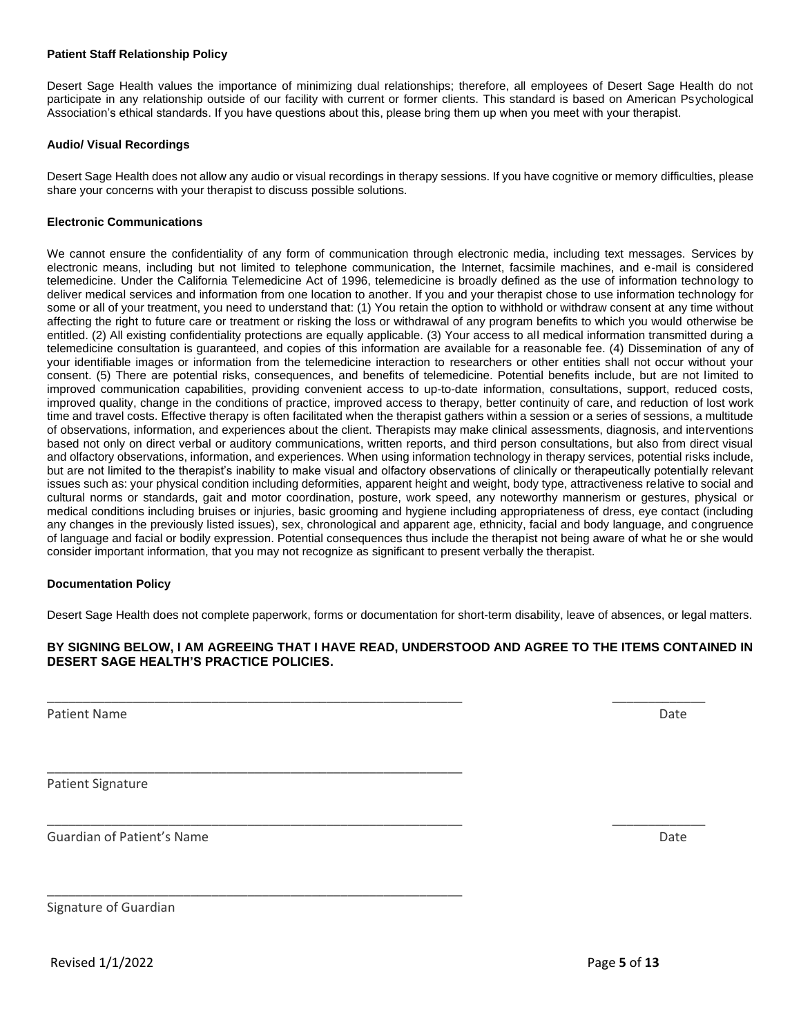### Patient Staff Relationship Policy

Desert Sage Health values the importance of minimizing dual relationships; therefore, all employees of Desert Sage Health do not participate in any relationship outside of our facility with current or former clients. This standard is based on American Psychological Association's ethical standards. If you have questions about this, please bring them up when you meet with your therapist.

### Audio/ Visual Recordings

Desert Sage Health does not allow any audio or visual recordings in therapy sessions. If you have cognitive or memory difficulties, please share your concerns with your therapist to discuss possible solutions.

### Electronic Communications

We cannot ensure the confidentiality of any form of communication through electronic media, including text messages. Services by electronic means, including but not limited to telephone communication, the Internet, facsimile machines, and e-mail is considered telemedicine. Under the California Telemedicine Act of 1996, telemedicine is broadly defined as the use of information technology to deliver medical services and information from one location to another. If you and your therapist chose to use information technology for some or all of your treatment, you need to understand that: (1) You retain the option to withhold or withdraw consent at any time without affecting the right to future care or treatment or risking the loss or withdrawal of any program benefits to which you would otherwise be entitled. (2) All existing confidentiality protections are equally applicable. (3) Your access to all medical information transmitted during a telemedicine consultation is guaranteed, and copies of this information are available for a reasonable fee. (4) Dissemination of any of your identifiable images or information from the telemedicine interaction to researchers or other entities shall not occur without your consent. (5) There are potential risks, consequences, and benefits of telemedicine. Potential benefits include, but are not limited to improved communication capabilities, providing convenient access to up-to-date information, consultations, support, reduced costs, improved quality, change in the conditions of practice, improved access to therapy, better continuity of care, and reduction of lost work time and travel costs. Effective therapy is often facilitated when the therapist gathers within a session or a series of sessions, a multitude of observations, information, and experiences about the client. Therapists may make clinical assessments, diagnosis, and interventions based not only on direct verbal or auditory communications, written reports, and third person consultations, but also from direct visual and olfactory observations, information, and experiences. When using information technology in therapy services, potential risks include, but are not limited to the therapist's inability to make visual and olfactory observations of clinically or therapeutically potentially relevant issues such as: your physical condition including deformities, apparent height and weight, body type, attractiveness relative to social and cultural norms or standards, gait and motor coordination, posture, work speed, any noteworthy mannerism or gestures, physical or medical conditions including bruises or injuries, basic grooming and hygiene including appropriateness of dress, eye contact (including any changes in the previously listed issues), sex, chronological and apparent age, ethnicity, facial and body language, and congruence of language and facial or bodily expression. Potential consequences thus include the therapist not being aware of what he or she would consider important information, that you may not recognize as significant to present verbally the therapist.

### Documentation Policy

Desert Sage Health does not complete paperwork, forms or documentation for short-term disability, leave of absences, or legal matters.

**BY SIGNING BELOW, I AM AGREEING THAT I HAVE READ, UNDERSTOOD AND AGREE TO THE ITEMS CONTAINED IN DESERT SAGE HEALTH'S PRACTICE POLICIES.**

_______________________________________________ _____________

Patient Name Date

_______________________________________________

Patient Signature

_______________________________________________ _____________

Guardian of Patient's Name Date

_______________________________________________

Signature of Guardian

Revised 1/1/2022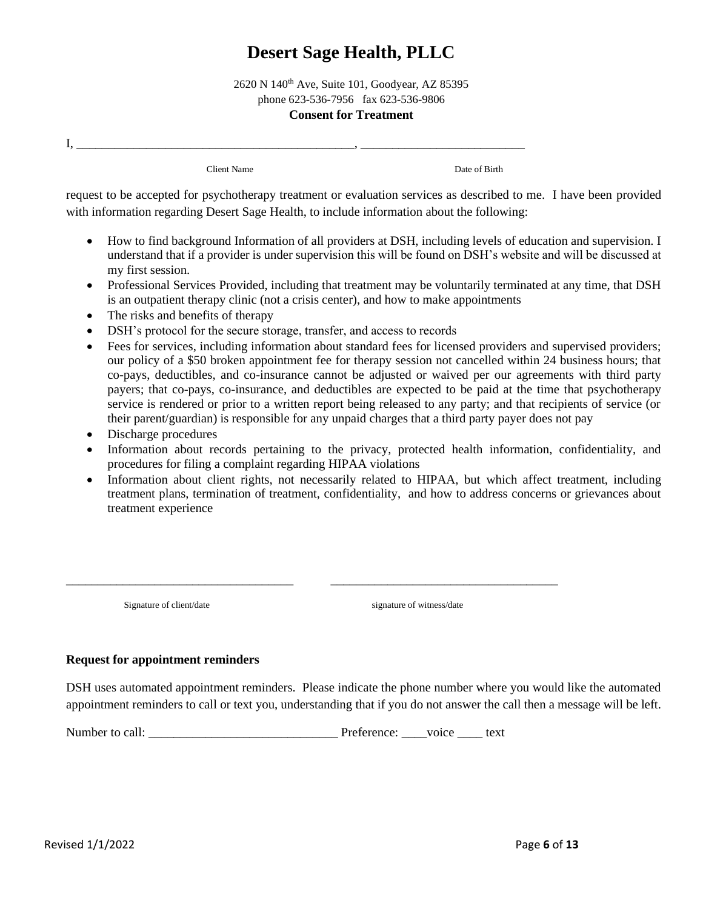# Desert Sage Health, PLLC

2620 N 140th Ave, Suite 101, Goodyear, AZ 85395
phone 623-536-7956 fax 623-536-9806

**Consent for Treatment**

I, _____________________________________________, ___________________________

Client Name                                        Date of Birth

request to be accepted for psychotherapy treatment or evaluation services as described to me. I have been provided with information regarding Desert Sage Health, to include information about the following:

- How to find background Information of all providers at DSH, including levels of education and supervision. I understand that if a provider is under supervision this will be found on DSH's website and will be discussed at my first session.
- Professional Services Provided, including that treatment may be voluntarily terminated at any time, that DSH is an outpatient therapy clinic (not a crisis center), and how to make appointments
- The risks and benefits of therapy
- DSH's protocol for the secure storage, transfer, and access to records
- Fees for services, including information about standard fees for licensed providers and supervised providers; our policy of a $50 broken appointment fee for therapy session not cancelled within 24 business hours; that co-pays, deductibles, and co-insurance cannot be adjusted or waived per our agreements with third party payers; that co-pays, co-insurance, and deductibles are expected to be paid at the time that psychotherapy service is rendered or prior to a written report being released to any party; and that recipients of service (or their parent/guardian) is responsible for any unpaid charges that a third party payer does not pay
- Discharge procedures
- Information about records pertaining to the privacy, protected health information, confidentiality, and procedures for filing a complaint regarding HIPAA violations
- Information about client rights, not necessarily related to HIPAA, but which affect treatment, including treatment plans, termination of treatment, confidentiality, and how to address concerns or grievances about treatment experience

_____________________________________        _____________________________________

Signature of client/date                                        signature of witness/date

**Request for appointment reminders**

DSH uses automated appointment reminders. Please indicate the phone number where you would like the automated appointment reminders to call or text you, understanding that if you do not answer the call then a message will be left.

Number to call: _____________________________ Preference: ____voice ____ text

Revised 1/1/2022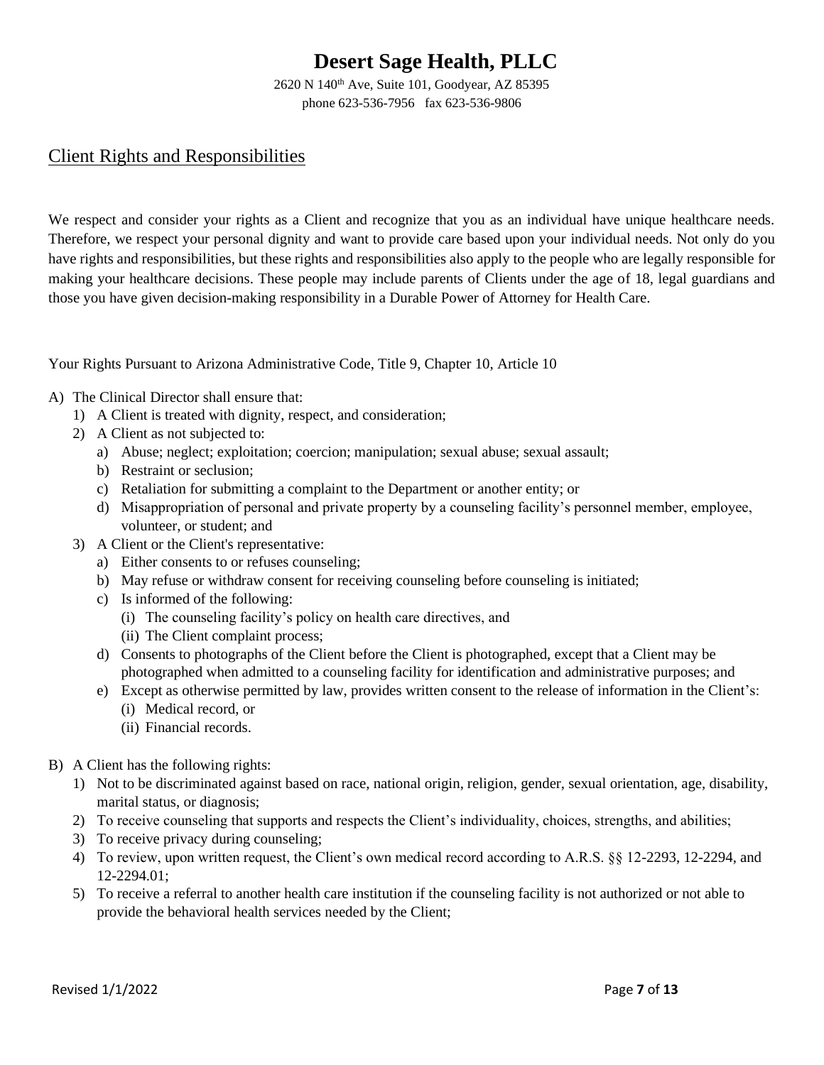# Desert Sage Health, PLLC

2620 N 140th Ave, Suite 101, Goodyear, AZ 85395
phone 623-536-7956 fax 623-536-9806

## Client Rights and Responsibilities

We respect and consider your rights as a Client and recognize that you as an individual have unique healthcare needs. Therefore, we respect your personal dignity and want to provide care based upon your individual needs. Not only do you have rights and responsibilities, but these rights and responsibilities also apply to the people who are legally responsible for making your healthcare decisions. These people may include parents of Clients under the age of 18, legal guardians and those you have given decision-making responsibility in a Durable Power of Attorney for Health Care.

Your Rights Pursuant to Arizona Administrative Code, Title 9, Chapter 10, Article 10

A) The Clinical Director shall ensure that:
   1) A Client is treated with dignity, respect, and consideration;
   2) A Client as not subjected to:
      a) Abuse; neglect; exploitation; coercion; manipulation; sexual abuse; sexual assault;
      b) Restraint or seclusion;
      c) Retaliation for submitting a complaint to the Department or another entity; or
      d) Misappropriation of personal and private property by a counseling facility's personnel member, employee, volunteer, or student; and
   3) A Client or the Client's representative:
      a) Either consents to or refuses counseling;
      b) May refuse or withdraw consent for receiving counseling before counseling is initiated;
      c) Is informed of the following:
         (i) The counseling facility's policy on health care directives, and
         (ii) The Client complaint process;
      d) Consents to photographs of the Client before the Client is photographed, except that a Client may be photographed when admitted to a counseling facility for identification and administrative purposes; and
      e) Except as otherwise permitted by law, provides written consent to the release of information in the Client's:
         (i) Medical record, or
         (ii) Financial records.

B) A Client has the following rights:
   1) Not to be discriminated against based on race, national origin, religion, gender, sexual orientation, age, disability, marital status, or diagnosis;
   2) To receive counseling that supports and respects the Client's individuality, choices, strengths, and abilities;
   3) To receive privacy during counseling;
   4) To review, upon written request, the Client's own medical record according to A.R.S. §§ 12-2293, 12-2294, and 12-2294.01;
   5) To receive a referral to another health care institution if the counseling facility is not authorized or not able to provide the behavioral health services needed by the Client;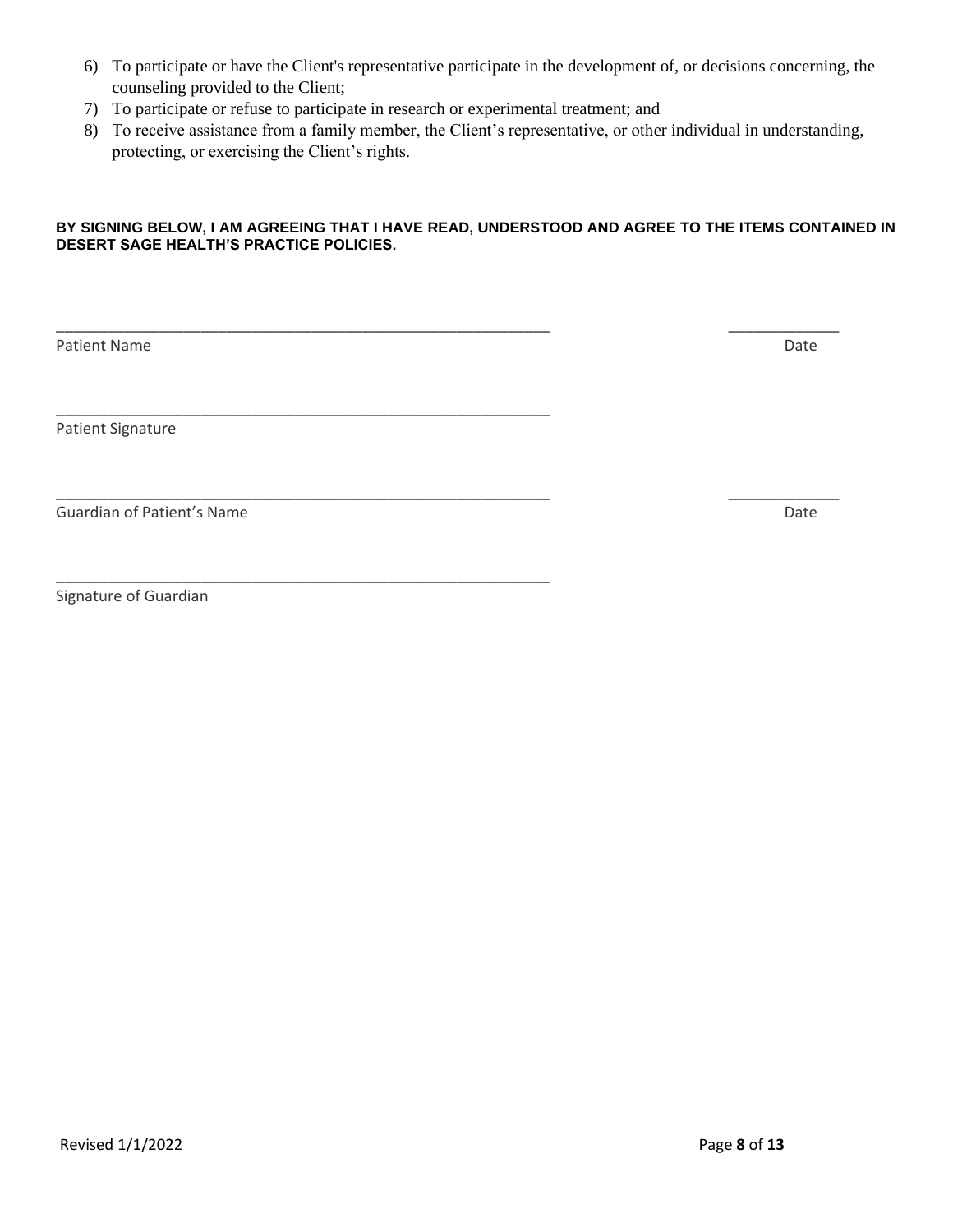6) To participate or have the Client's representative participate in the development of, or decisions concerning, the counseling provided to the Client;
7) To participate or refuse to participate in research or experimental treatment; and
8) To receive assistance from a family member, the Client's representative, or other individual in understanding, protecting, or exercising the Client's rights.

**BY SIGNING BELOW, I AM AGREEING THAT I HAVE READ, UNDERSTOOD AND AGREE TO THE ITEMS CONTAINED IN DESERT SAGE HEALTH'S PRACTICE POLICIES.**

_____________________________________________ __________

Patient Name Date

_____________________________________________

Patient Signature

_____________________________________________ __________

Guardian of Patient's Name Date

_____________________________________________

Signature of Guardian

Revised 1/1/2022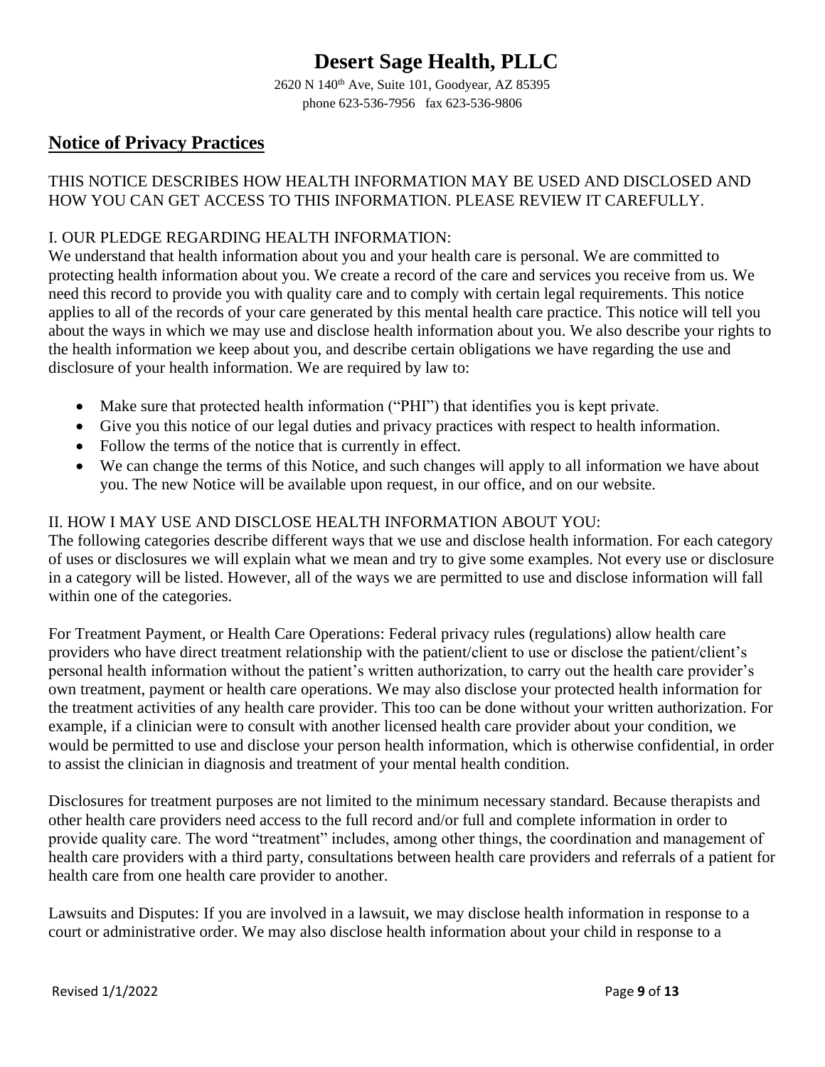# Desert Sage Health, PLLC

2620 N 140th Ave, Suite 101, Goodyear, AZ 85395
phone 623-536-7956   fax 623-536-9806

## Notice of Privacy Practices

THIS NOTICE DESCRIBES HOW HEALTH INFORMATION MAY BE USED AND DISCLOSED AND HOW YOU CAN GET ACCESS TO THIS INFORMATION. PLEASE REVIEW IT CAREFULLY.

I. OUR PLEDGE REGARDING HEALTH INFORMATION:
We understand that health information about you and your health care is personal. We are committed to protecting health information about you. We create a record of the care and services you receive from us. We need this record to provide you with quality care and to comply with certain legal requirements. This notice applies to all of the records of your care generated by this mental health care practice. This notice will tell you about the ways in which we may use and disclose health information about you. We also describe your rights to the health information we keep about you, and describe certain obligations we have regarding the use and disclosure of your health information. We are required by law to:

- Make sure that protected health information ("PHI") that identifies you is kept private.
- Give you this notice of our legal duties and privacy practices with respect to health information.
- Follow the terms of the notice that is currently in effect.
- We can change the terms of this Notice, and such changes will apply to all information we have about you. The new Notice will be available upon request, in our office, and on our website.

II. HOW I MAY USE AND DISCLOSE HEALTH INFORMATION ABOUT YOU:
The following categories describe different ways that we use and disclose health information. For each category of uses or disclosures we will explain what we mean and try to give some examples. Not every use or disclosure in a category will be listed. However, all of the ways we are permitted to use and disclose information will fall within one of the categories.

For Treatment Payment, or Health Care Operations: Federal privacy rules (regulations) allow health care providers who have direct treatment relationship with the patient/client to use or disclose the patient/client's personal health information without the patient's written authorization, to carry out the health care provider's own treatment, payment or health care operations. We may also disclose your protected health information for the treatment activities of any health care provider. This too can be done without your written authorization. For example, if a clinician were to consult with another licensed health care provider about your condition, we would be permitted to use and disclose your person health information, which is otherwise confidential, in order to assist the clinician in diagnosis and treatment of your mental health condition.

Disclosures for treatment purposes are not limited to the minimum necessary standard. Because therapists and other health care providers need access to the full record and/or full and complete information in order to provide quality care. The word "treatment" includes, among other things, the coordination and management of health care providers with a third party, consultations between health care providers and referrals of a patient for health care from one health care provider to another.

Lawsuits and Disputes: If you are involved in a lawsuit, we may disclose health information in response to a court or administrative order. We may also disclose health information about your child in response to a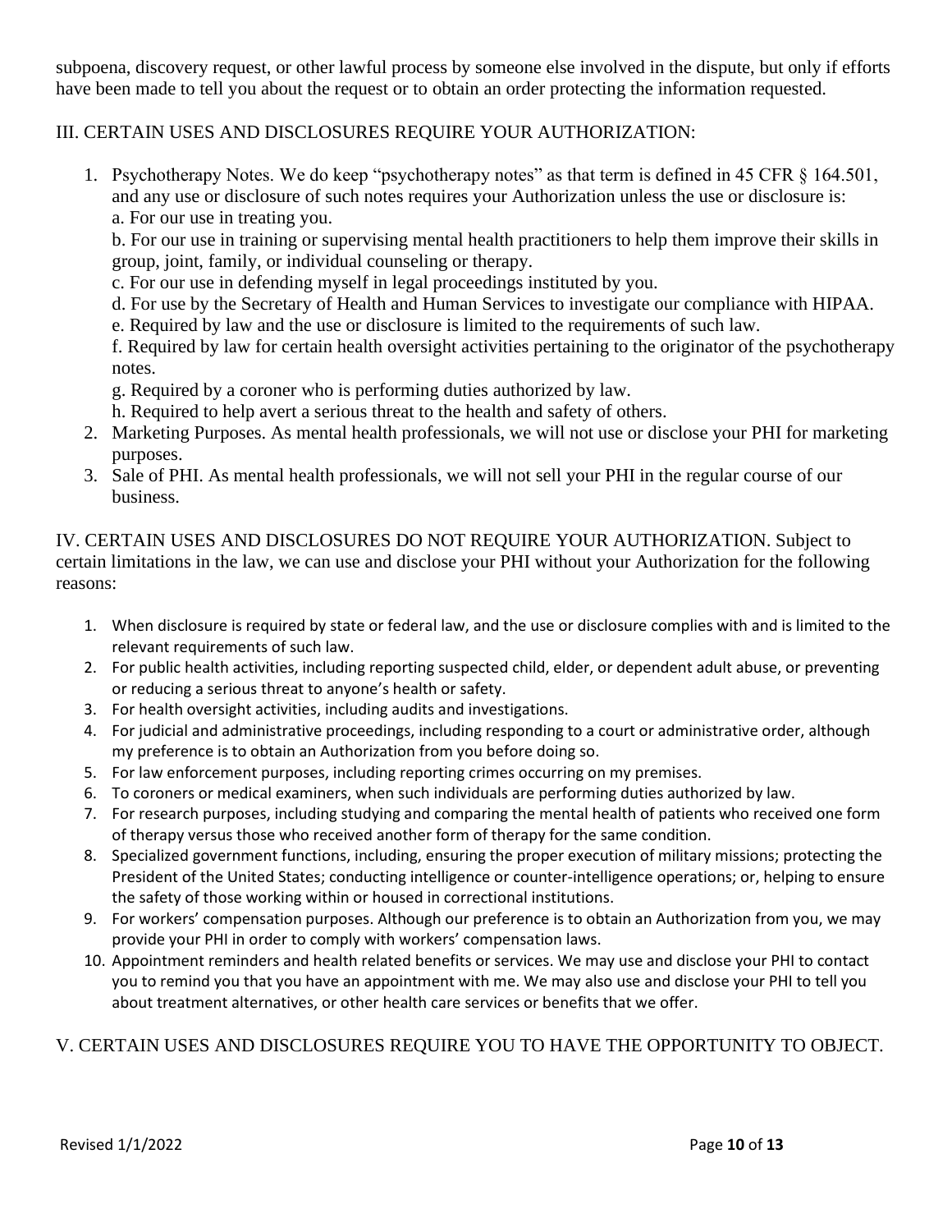subpoena, discovery request, or other lawful process by someone else involved in the dispute, but only if efforts have been made to tell you about the request or to obtain an order protecting the information requested.

## III. CERTAIN USES AND DISCLOSURES REQUIRE YOUR AUTHORIZATION:

1. Psychotherapy Notes. We do keep "psychotherapy notes" as that term is defined in 45 CFR § 164.501, and any use or disclosure of such notes requires your Authorization unless the use or disclosure is:
   a. For our use in treating you.
   b. For our use in training or supervising mental health practitioners to help them improve their skills in group, joint, family, or individual counseling or therapy.
   c. For our use in defending myself in legal proceedings instituted by you.
   d. For use by the Secretary of Health and Human Services to investigate our compliance with HIPAA.
   e. Required by law and the use or disclosure is limited to the requirements of such law.
   f. Required by law for certain health oversight activities pertaining to the originator of the psychotherapy notes.
   g. Required by a coroner who is performing duties authorized by law.
   h. Required to help avert a serious threat to the health and safety of others.
2. Marketing Purposes. As mental health professionals, we will not use or disclose your PHI for marketing purposes.
3. Sale of PHI. As mental health professionals, we will not sell your PHI in the regular course of our business.

## IV. CERTAIN USES AND DISCLOSURES DO NOT REQUIRE YOUR AUTHORIZATION.

Subject to certain limitations in the law, we can use and disclose your PHI without your Authorization for the following reasons:

1. When disclosure is required by state or federal law, and the use or disclosure complies with and is limited to the relevant requirements of such law.
2. For public health activities, including reporting suspected child, elder, or dependent adult abuse, or preventing or reducing a serious threat to anyone's health or safety.
3. For health oversight activities, including audits and investigations.
4. For judicial and administrative proceedings, including responding to a court or administrative order, although my preference is to obtain an Authorization from you before doing so.
5. For law enforcement purposes, including reporting crimes occurring on my premises.
6. To coroners or medical examiners, when such individuals are performing duties authorized by law.
7. For research purposes, including studying and comparing the mental health of patients who received one form of therapy versus those who received another form of therapy for the same condition.
8. Specialized government functions, including, ensuring the proper execution of military missions; protecting the President of the United States; conducting intelligence or counter-intelligence operations; or, helping to ensure the safety of those working within or housed in correctional institutions.
9. For workers' compensation purposes. Although our preference is to obtain an Authorization from you, we may provide your PHI in order to comply with workers' compensation laws.
10. Appointment reminders and health related benefits or services. We may use and disclose your PHI to contact you to remind you that you have an appointment with me. We may also use and disclose your PHI to tell you about treatment alternatives, or other health care services or benefits that we offer.

## V. CERTAIN USES AND DISCLOSURES REQUIRE YOU TO HAVE THE OPPORTUNITY TO OBJECT.

Revised 1/1/2022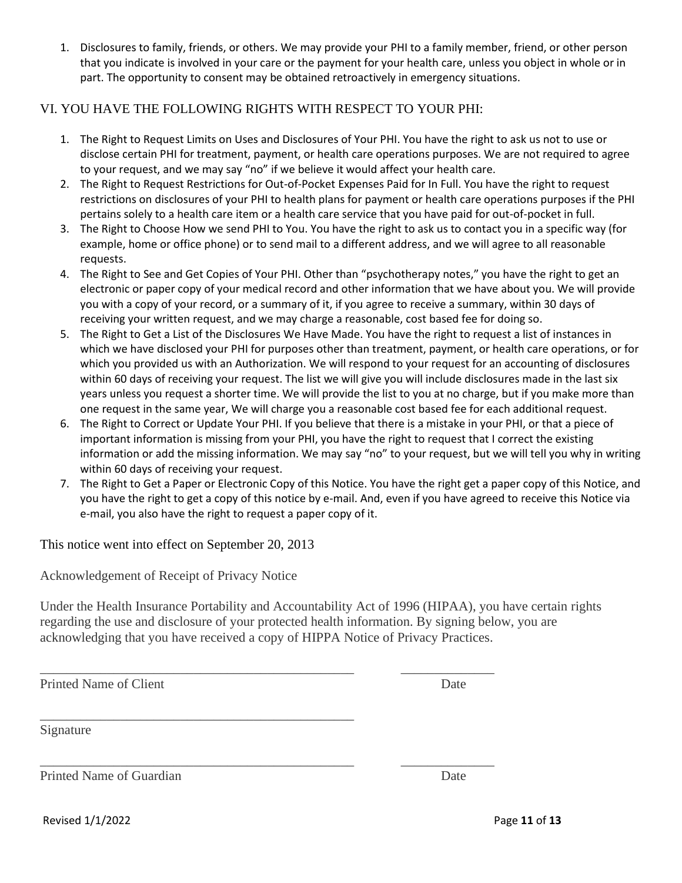1. Disclosures to family, friends, or others. We may provide your PHI to a family member, friend, or other person that you indicate is involved in your care or the payment for your health care, unless you object in whole or in part. The opportunity to consent may be obtained retroactively in emergency situations.

## VI. YOU HAVE THE FOLLOWING RIGHTS WITH RESPECT TO YOUR PHI:

1. The Right to Request Limits on Uses and Disclosures of Your PHI. You have the right to ask us not to use or disclose certain PHI for treatment, payment, or health care operations purposes. We are not required to agree to your request, and we may say "no" if we believe it would affect your health care.
2. The Right to Request Restrictions for Out-of-Pocket Expenses Paid for In Full. You have the right to request restrictions on disclosures of your PHI to health plans for payment or health care operations purposes if the PHI pertains solely to a health care item or a health care service that you have paid for out-of-pocket in full.
3. The Right to Choose How we send PHI to You. You have the right to ask us to contact you in a specific way (for example, home or office phone) or to send mail to a different address, and we will agree to all reasonable requests.
4. The Right to See and Get Copies of Your PHI. Other than "psychotherapy notes," you have the right to get an electronic or paper copy of your medical record and other information that we have about you. We will provide you with a copy of your record, or a summary of it, if you agree to receive a summary, within 30 days of receiving your written request, and we may charge a reasonable, cost based fee for doing so.
5. The Right to Get a List of the Disclosures We Have Made. You have the right to request a list of instances in which we have disclosed your PHI for purposes other than treatment, payment, or health care operations, or for which you provided us with an Authorization. We will respond to your request for an accounting of disclosures within 60 days of receiving your request. The list we will give you will include disclosures made in the last six years unless you request a shorter time. We will provide the list to you at no charge, but if you make more than one request in the same year, We will charge you a reasonable cost based fee for each additional request.
6. The Right to Correct or Update Your PHI. If you believe that there is a mistake in your PHI, or that a piece of important information is missing from your PHI, you have the right to request that I correct the existing information or add the missing information. We may say "no" to your request, but we will tell you why in writing within 60 days of receiving your request.
7. The Right to Get a Paper or Electronic Copy of this Notice. You have the right get a paper copy of this Notice, and you have the right to get a copy of this notice by e-mail. And, even if you have agreed to receive this Notice via e-mail, you also have the right to request a paper copy of it.

This notice went into effect on September 20, 2013

Acknowledgement of Receipt of Privacy Notice

Under the Health Insurance Portability and Accountability Act of 1996 (HIPAA), you have certain rights regarding the use and disclosure of your protected health information. By signing below, you are acknowledging that you have received a copy of HIPPA Notice of Privacy Practices.

\_\_\_\_\_\_\_\_\_\_\_\_\_\_\_\_\_\_\_\_\_\_\_\_\_\_\_\_\_\_\_\_\_\_\_\_\_\_\_\_\_\_\_\_\_\_ \_\_\_\_\_\_\_\_\_\_\_\_\_\_

Printed Name of Client Date

\_\_\_\_\_\_\_\_\_\_\_\_\_\_\_\_\_\_\_\_\_\_\_\_\_\_\_\_\_\_\_\_\_\_\_\_\_\_\_\_\_\_\_\_\_\_

Signature

\_\_\_\_\_\_\_\_\_\_\_\_\_\_\_\_\_\_\_\_\_\_\_\_\_\_\_\_\_\_\_\_\_\_\_\_\_\_\_\_\_\_\_\_\_\_ \_\_\_\_\_\_\_\_\_\_\_\_\_\_

Printed Name of Guardian Date

Revised 1/1/2022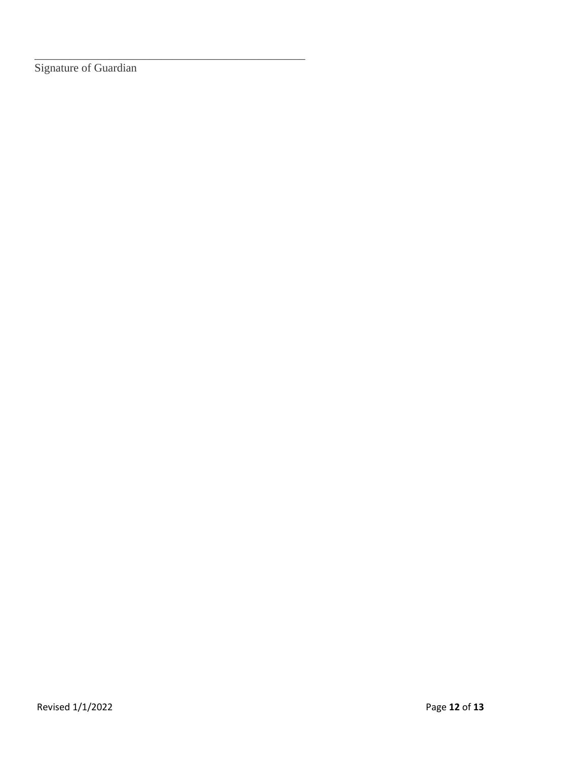\_\_\_\_\_\_\_\_\_\_\_\_\_\_\_\_\_\_\_\_\_\_\_\_\_\_\_\_\_\_\_\_\_\_\_\_\_\_\_\_\_\_\_\_\_\_\_\_

Signature of Guardian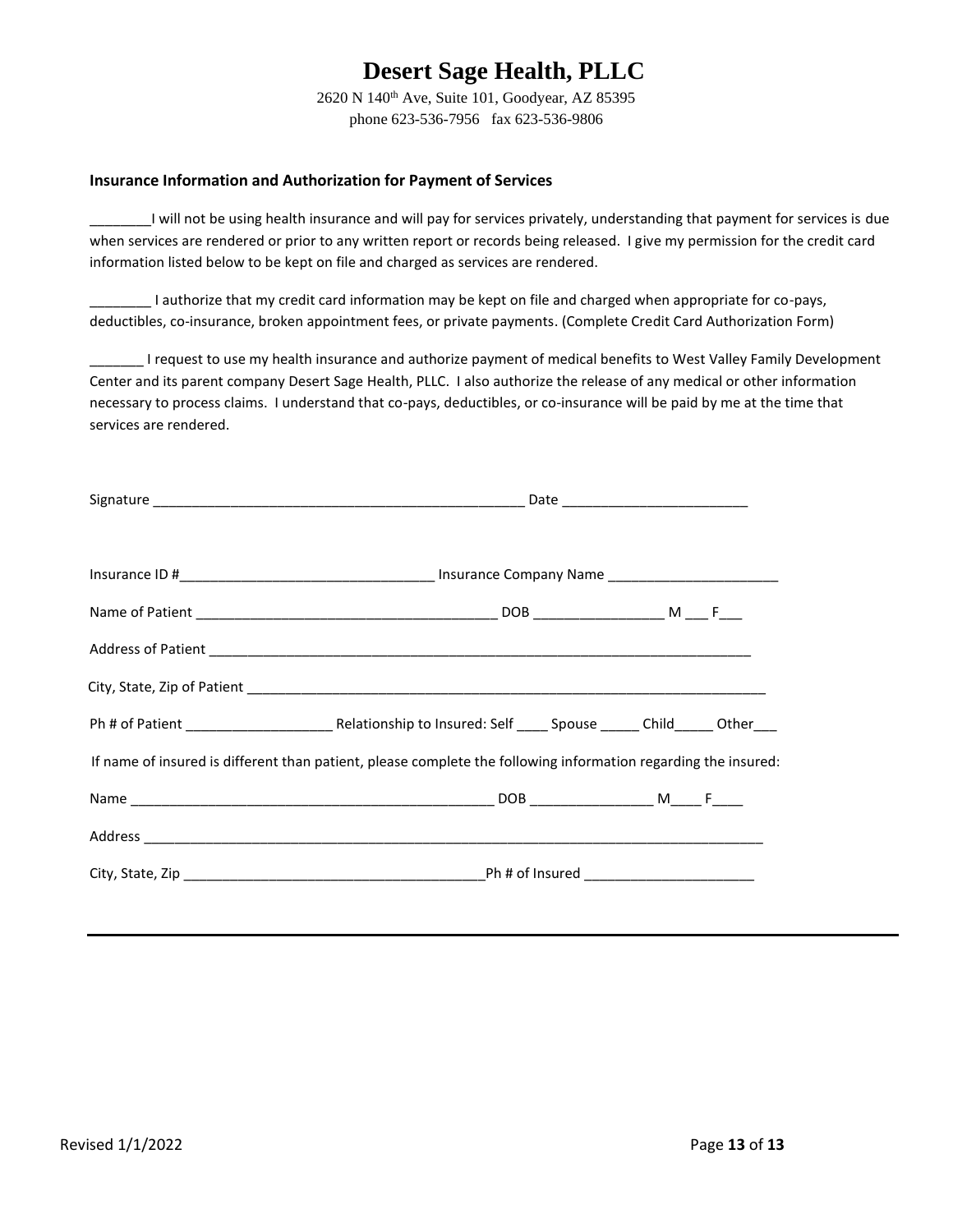# Desert Sage Health, PLLC

2620 N 140th Ave, Suite 101, Goodyear, AZ 85395
phone 623-536-7956   fax 623-536-9806

**Insurance Information and Authorization for Payment of Services**

________I will not be using health insurance and will pay for services privately, understanding that payment for services is due when services are rendered or prior to any written report or records being released. I give my permission for the credit card information listed below to be kept on file and charged as services are rendered.

________ I authorize that my credit card information may be kept on file and charged when appropriate for co-pays, deductibles, co-insurance, broken appointment fees, or private payments. (Complete Credit Card Authorization Form)

_______ I request to use my health insurance and authorize payment of medical benefits to West Valley Family Development Center and its parent company Desert Sage Health, PLLC. I also authorize the release of any medical or other information necessary to process claims. I understand that co-pays, deductibles, or co-insurance will be paid by me at the time that services are rendered.

Signature _________________________________________________ Date ________________________

Insurance ID #_________________________________ Insurance Company Name ______________________

Name of Patient _______________________________________ DOB _________________ M ___ F___

Address of Patient _________________________________________________________________________

City, State, Zip of Patient _____________________________________________________________________

Ph # of Patient ___________________ Relationship to Insured: Self ____ Spouse _____ Child_____ Other___

If name of insured is different than patient, please complete the following information regarding the insured:

Name ________________________________________________ DOB ________________ M____ F____

Address _____________________________________________________________________________________

City, State, Zip ______________________________________Ph # of Insured ______________________

Revised 1/1/2022